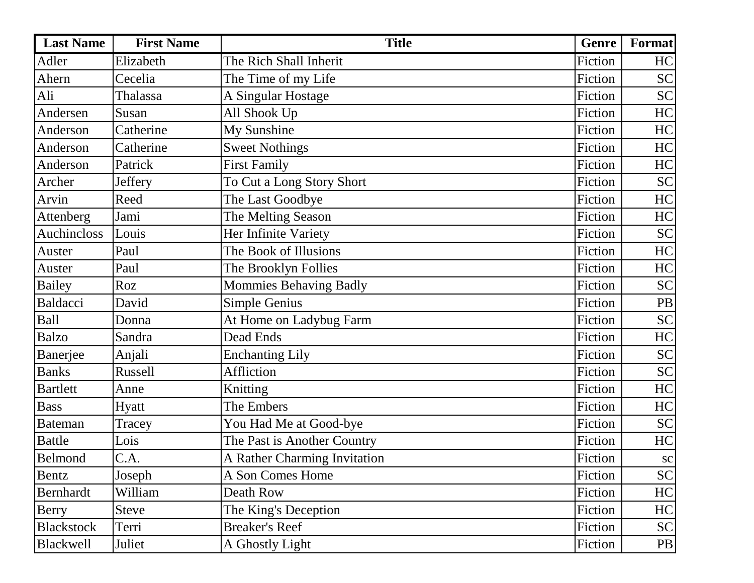| Last Name | First Name | Title | Genre | Format |
| --- | --- | --- | --- | --- |
| Adler | Elizabeth | The Rich Shall Inherit | Fiction | HC |
| Ahern | Cecelia | The Time of my Life | Fiction | SC |
| Ali | Thalassa | A Singular Hostage | Fiction | SC |
| Andersen | Susan | All Shook Up | Fiction | HC |
| Anderson | Catherine | My Sunshine | Fiction | HC |
| Anderson | Catherine | Sweet Nothings | Fiction | HC |
| Anderson | Patrick | First Family | Fiction | HC |
| Archer | Jeffery | To Cut a Long Story Short | Fiction | SC |
| Arvin | Reed | The Last Goodbye | Fiction | HC |
| Attenberg | Jami | The Melting Season | Fiction | HC |
| Auchincloss | Louis | Her Infinite Variety | Fiction | SC |
| Auster | Paul | The Book of Illusions | Fiction | HC |
| Auster | Paul | The Brooklyn Follies | Fiction | HC |
| Bailey | Roz | Mommies Behaving Badly | Fiction | SC |
| Baldacci | David | Simple Genius | Fiction | PB |
| Ball | Donna | At Home on Ladybug Farm | Fiction | SC |
| Balzo | Sandra | Dead Ends | Fiction | HC |
| Banerjee | Anjali | Enchanting Lily | Fiction | SC |
| Banks | Russell | Affliction | Fiction | SC |
| Bartlett | Anne | Knitting | Fiction | HC |
| Bass | Hyatt | The Embers | Fiction | HC |
| Bateman | Tracey | You Had Me at Good-bye | Fiction | SC |
| Battle | Lois | The Past is Another Country | Fiction | HC |
| Belmond | C.A. | A Rather Charming Invitation | Fiction | sc |
| Bentz | Joseph | A Son Comes Home | Fiction | SC |
| Bernhardt | William | Death Row | Fiction | HC |
| Berry | Steve | The King's Deception | Fiction | HC |
| Blackstock | Terri | Breaker's Reef | Fiction | SC |
| Blackwell | Juliet | A Ghostly Light | Fiction | PB |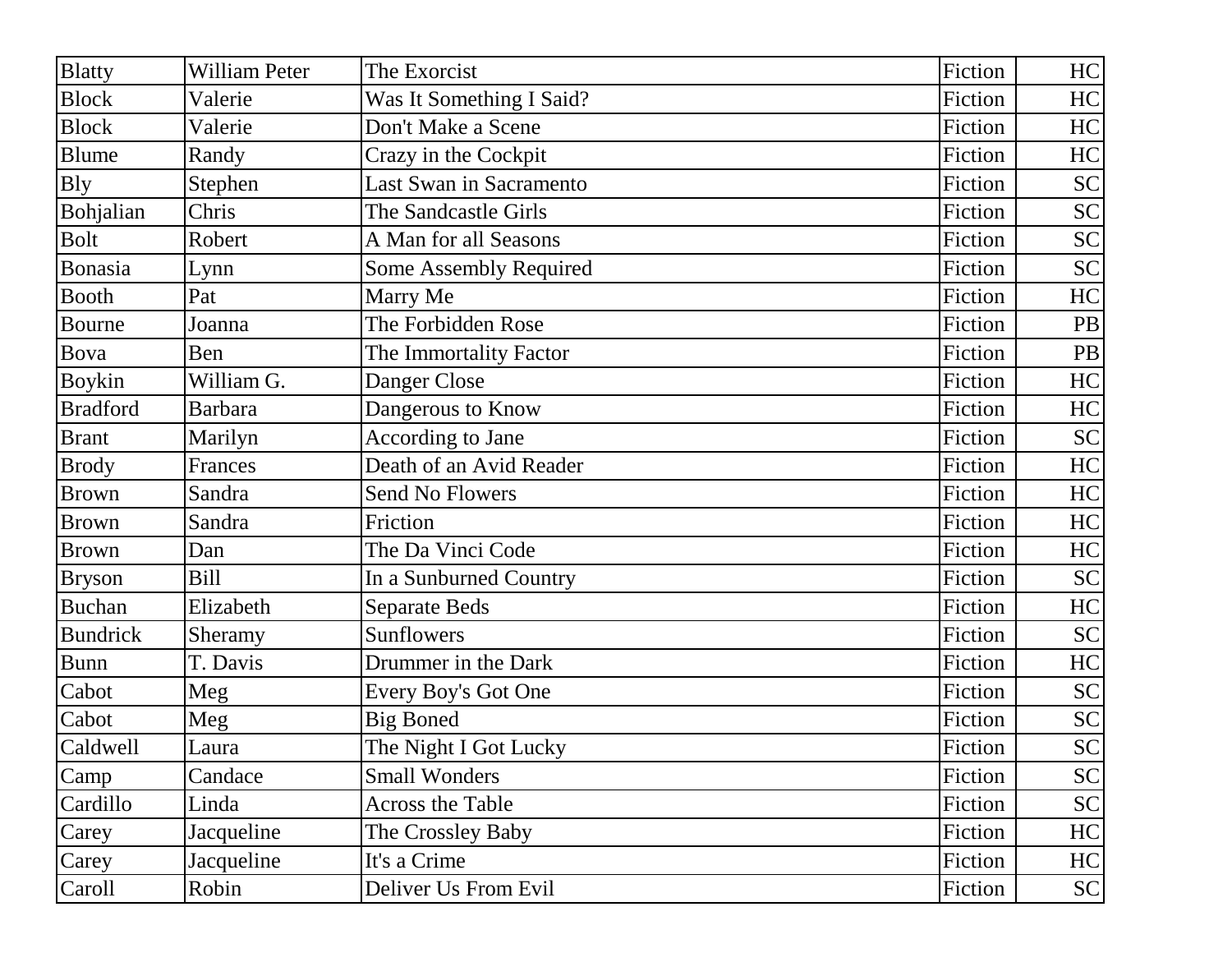| | | | | |
|---|---|---|---|---|
| Blatty | William Peter | The Exorcist | Fiction | HC |
| Block | Valerie | Was It Something I Said? | Fiction | HC |
| Block | Valerie | Don't Make a Scene | Fiction | HC |
| Blume | Randy | Crazy in the Cockpit | Fiction | HC |
| Bly | Stephen | Last Swan in Sacramento | Fiction | SC |
| Bohjalian | Chris | The Sandcastle Girls | Fiction | SC |
| Bolt | Robert | A Man for all Seasons | Fiction | SC |
| Bonasia | Lynn | Some Assembly Required | Fiction | SC |
| Booth | Pat | Marry Me | Fiction | HC |
| Bourne | Joanna | The Forbidden Rose | Fiction | PB |
| Bova | Ben | The Immortality Factor | Fiction | PB |
| Boykin | William G. | Danger Close | Fiction | HC |
| Bradford | Barbara | Dangerous to Know | Fiction | HC |
| Brant | Marilyn | According to Jane | Fiction | SC |
| Brody | Frances | Death of an Avid Reader | Fiction | HC |
| Brown | Sandra | Send No Flowers | Fiction | HC |
| Brown | Sandra | Friction | Fiction | HC |
| Brown | Dan | The Da Vinci Code | Fiction | HC |
| Bryson | Bill | In a Sunburned Country | Fiction | SC |
| Buchan | Elizabeth | Separate Beds | Fiction | HC |
| Bundrick | Sheramy | Sunflowers | Fiction | SC |
| Bunn | T. Davis | Drummer in the Dark | Fiction | HC |
| Cabot | Meg | Every Boy's Got One | Fiction | SC |
| Cabot | Meg | Big Boned | Fiction | SC |
| Caldwell | Laura | The Night I Got Lucky | Fiction | SC |
| Camp | Candace | Small Wonders | Fiction | SC |
| Cardillo | Linda | Across the Table | Fiction | SC |
| Carey | Jacqueline | The Crossley Baby | Fiction | HC |
| Carey | Jacqueline | It's a Crime | Fiction | HC |
| Caroll | Robin | Deliver Us From Evil | Fiction | SC |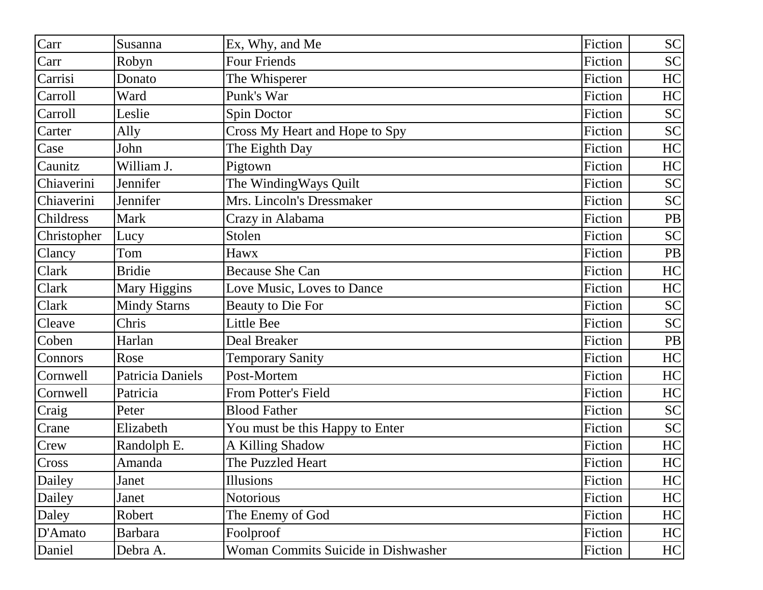| Carr | Susanna | Ex, Why, and Me | Fiction | SC |
|---|---|---|---|---|
| Carr | Robyn | Four Friends | Fiction | SC |
| Carrisi | Donato | The Whisperer | Fiction | HC |
| Carroll | Ward | Punk's War | Fiction | HC |
| Carroll | Leslie | Spin Doctor | Fiction | SC |
| Carter | Ally | Cross My Heart and Hope to Spy | Fiction | SC |
| Case | John | The Eighth Day | Fiction | HC |
| Caunitz | William J. | Pigtown | Fiction | HC |
| Chiaverini | Jennifer | The WindingWays Quilt | Fiction | SC |
| Chiaverini | Jennifer | Mrs. Lincoln's Dressmaker | Fiction | SC |
| Childress | Mark | Crazy in Alabama | Fiction | PB |
| Christopher | Lucy | Stolen | Fiction | SC |
| Clancy | Tom | Hawx | Fiction | PB |
| Clark | Bridie | Because She Can | Fiction | HC |
| Clark | Mary Higgins | Love Music, Loves to Dance | Fiction | HC |
| Clark | Mindy Starns | Beauty to Die For | Fiction | SC |
| Cleave | Chris | Little Bee | Fiction | SC |
| Coben | Harlan | Deal Breaker | Fiction | PB |
| Connors | Rose | Temporary Sanity | Fiction | HC |
| Cornwell | Patricia Daniels | Post-Mortem | Fiction | HC |
| Cornwell | Patricia | From Potter's Field | Fiction | HC |
| Craig | Peter | Blood Father | Fiction | SC |
| Crane | Elizabeth | You must be this Happy to Enter | Fiction | SC |
| Crew | Randolph E. | A Killing Shadow | Fiction | HC |
| Cross | Amanda | The Puzzled Heart | Fiction | HC |
| Dailey | Janet | Illusions | Fiction | HC |
| Dailey | Janet | Notorious | Fiction | HC |
| Daley | Robert | The Enemy of God | Fiction | HC |
| D'Amato | Barbara | Foolproof | Fiction | HC |
| Daniel | Debra A. | Woman Commits Suicide in Dishwasher | Fiction | HC |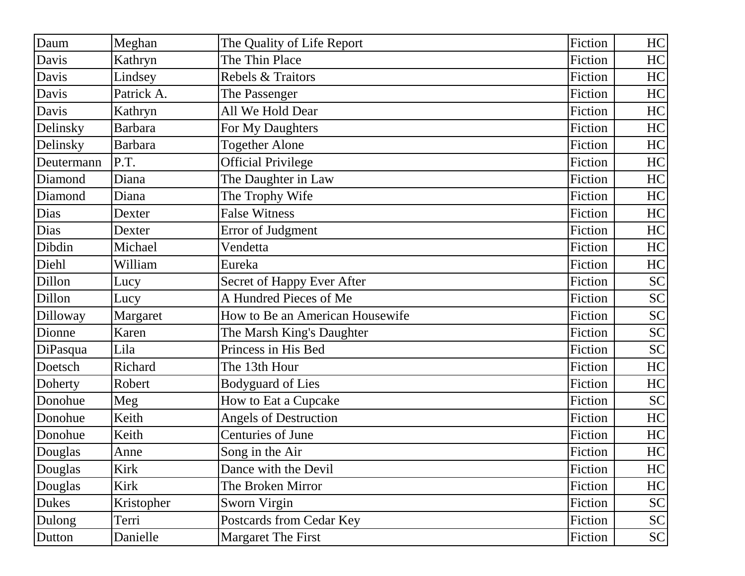| Daum | Meghan | The Quality of Life Report | Fiction | HC |
|---|---|---|---|---|
| Davis | Kathryn | The Thin Place | Fiction | HC |
| Davis | Lindsey | Rebels & Traitors | Fiction | HC |
| Davis | Patrick A. | The Passenger | Fiction | HC |
| Davis | Kathryn | All We Hold Dear | Fiction | HC |
| Delinsky | Barbara | For My Daughters | Fiction | HC |
| Delinsky | Barbara | Together Alone | Fiction | HC |
| Deutermann | P.T. | Official Privilege | Fiction | HC |
| Diamond | Diana | The Daughter in Law | Fiction | HC |
| Diamond | Diana | The Trophy Wife | Fiction | HC |
| Dias | Dexter | False Witness | Fiction | HC |
| Dias | Dexter | Error of Judgment | Fiction | HC |
| Dibdin | Michael | Vendetta | Fiction | HC |
| Diehl | William | Eureka | Fiction | HC |
| Dillon | Lucy | Secret of Happy Ever After | Fiction | SC |
| Dillon | Lucy | A Hundred Pieces of Me | Fiction | SC |
| Dilloway | Margaret | How to Be an American Housewife | Fiction | SC |
| Dionne | Karen | The Marsh King's Daughter | Fiction | SC |
| DiPasqua | Lila | Princess in His Bed | Fiction | SC |
| Doetsch | Richard | The 13th Hour | Fiction | HC |
| Doherty | Robert | Bodyguard of Lies | Fiction | HC |
| Donohue | Meg | How to Eat a Cupcake | Fiction | SC |
| Donohue | Keith | Angels of Destruction | Fiction | HC |
| Donohue | Keith | Centuries of June | Fiction | HC |
| Douglas | Anne | Song in the Air | Fiction | HC |
| Douglas | Kirk | Dance with the Devil | Fiction | HC |
| Douglas | Kirk | The Broken Mirror | Fiction | HC |
| Dukes | Kristopher | Sworn Virgin | Fiction | SC |
| Dulong | Terri | Postcards from Cedar Key | Fiction | SC |
| Dutton | Danielle | Margaret The First | Fiction | SC |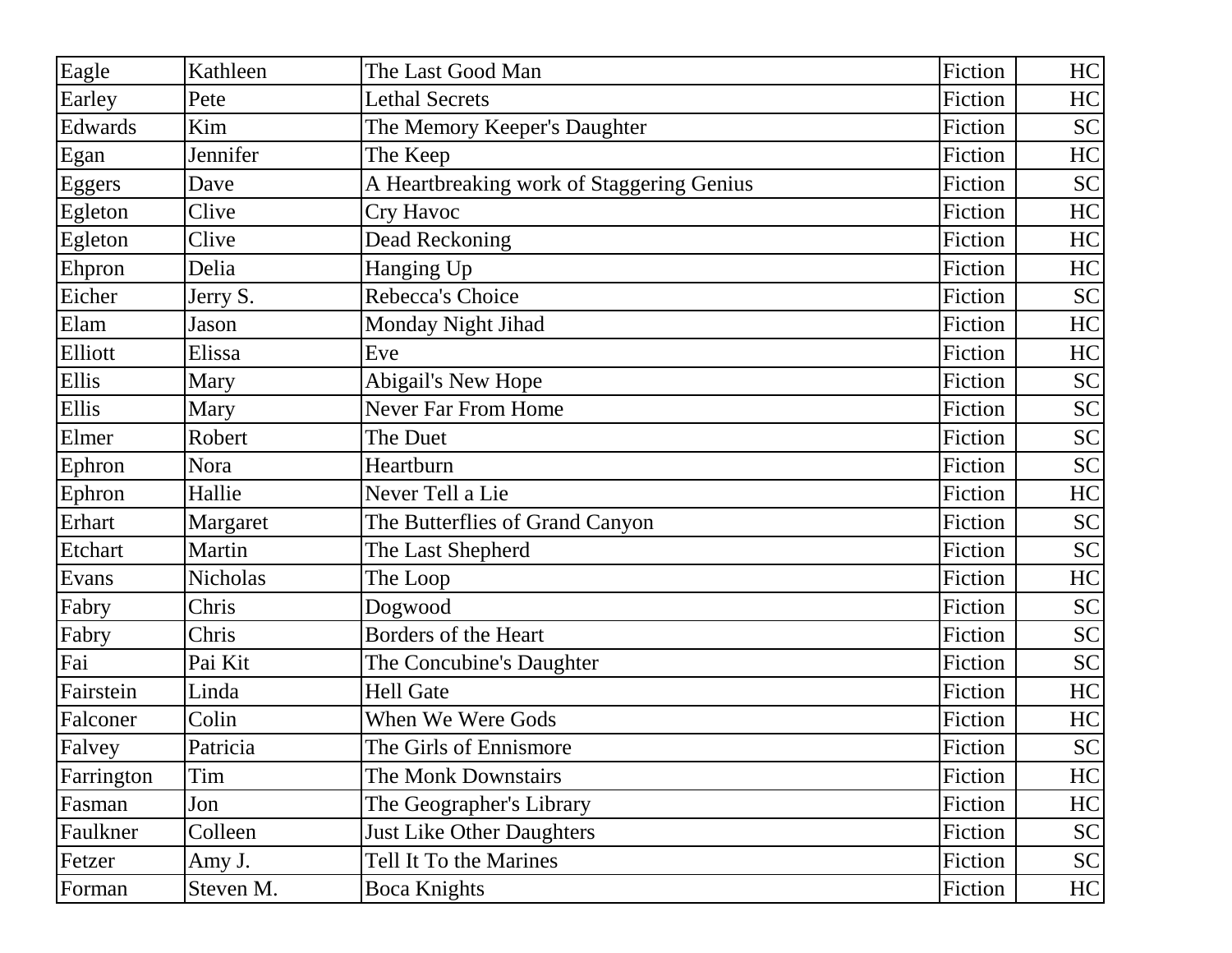| Eagle | Kathleen | The Last Good Man | Fiction | HC |
|---|---|---|---|---|
| Earley | Pete | Lethal Secrets | Fiction | HC |
| Edwards | Kim | The Memory Keeper's Daughter | Fiction | SC |
| Egan | Jennifer | The Keep | Fiction | HC |
| Eggers | Dave | A Heartbreaking work of Staggering Genius | Fiction | SC |
| Egleton | Clive | Cry Havoc | Fiction | HC |
| Egleton | Clive | Dead Reckoning | Fiction | HC |
| Ehpron | Delia | Hanging Up | Fiction | HC |
| Eicher | Jerry S. | Rebecca's Choice | Fiction | SC |
| Elam | Jason | Monday Night Jihad | Fiction | HC |
| Elliott | Elissa | Eve | Fiction | HC |
| Ellis | Mary | Abigail's New Hope | Fiction | SC |
| Ellis | Mary | Never Far From Home | Fiction | SC |
| Elmer | Robert | The Duet | Fiction | SC |
| Ephron | Nora | Heartburn | Fiction | SC |
| Ephron | Hallie | Never Tell a Lie | Fiction | HC |
| Erhart | Margaret | The Butterflies of Grand Canyon | Fiction | SC |
| Etchart | Martin | The Last Shepherd | Fiction | SC |
| Evans | Nicholas | The Loop | Fiction | HC |
| Fabry | Chris | Dogwood | Fiction | SC |
| Fabry | Chris | Borders of the Heart | Fiction | SC |
| Fai | Pai Kit | The Concubine's Daughter | Fiction | SC |
| Fairstein | Linda | Hell Gate | Fiction | HC |
| Falconer | Colin | When We Were Gods | Fiction | HC |
| Falvey | Patricia | The Girls of Ennismore | Fiction | SC |
| Farrington | Tim | The Monk Downstairs | Fiction | HC |
| Fasman | Jon | The Geographer's Library | Fiction | HC |
| Faulkner | Colleen | Just Like Other Daughters | Fiction | SC |
| Fetzer | Amy J. | Tell It To the Marines | Fiction | SC |
| Forman | Steven M. | Boca Knights | Fiction | HC |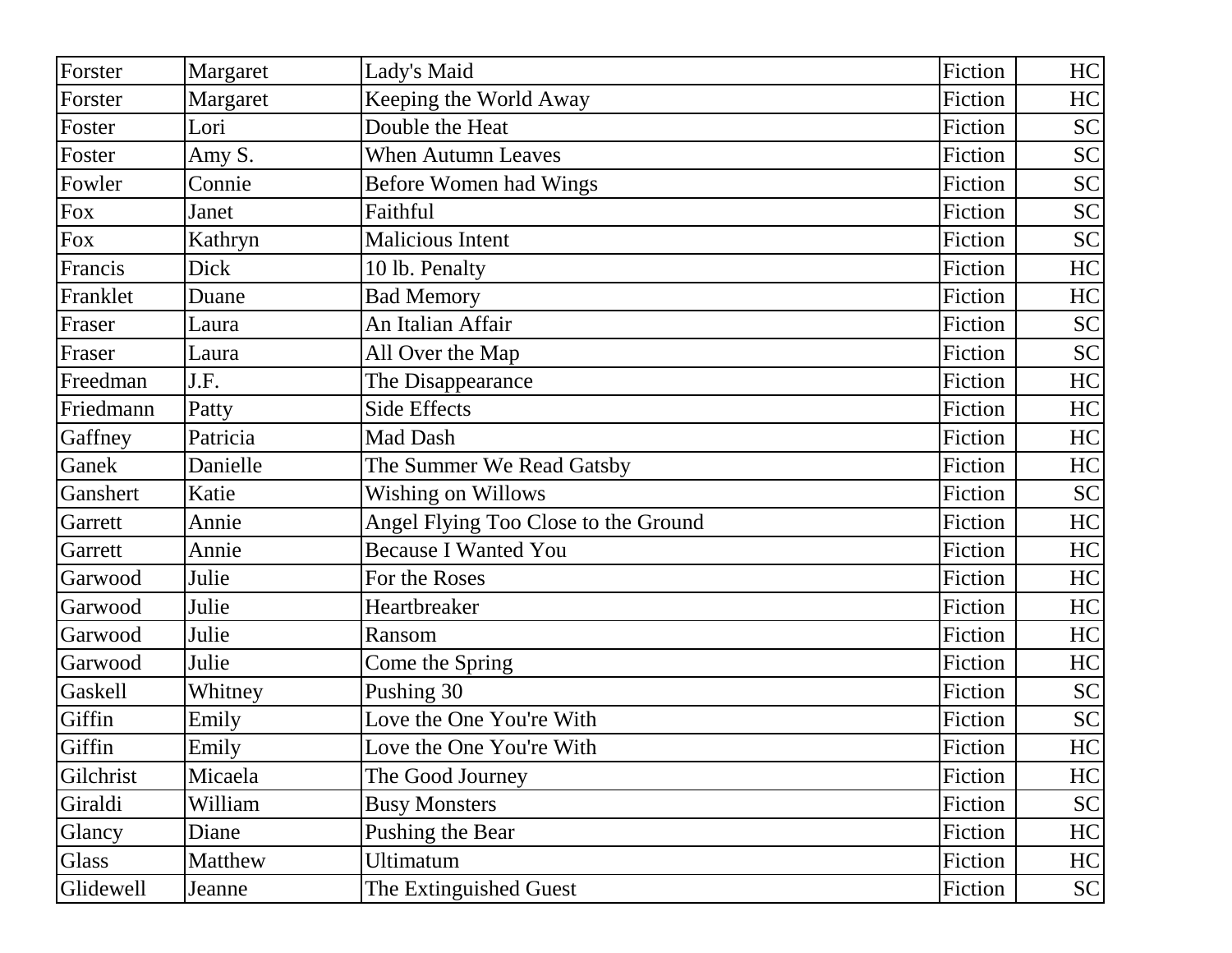| Forster | Margaret | Lady's Maid | Fiction | HC |
|---|---|---|---|---|
| Forster | Margaret | Keeping the World Away | Fiction | HC |
| Foster | Lori | Double the Heat | Fiction | SC |
| Foster | Amy S. | When Autumn Leaves | Fiction | SC |
| Fowler | Connie | Before Women had Wings | Fiction | SC |
| Fox | Janet | Faithful | Fiction | SC |
| Fox | Kathryn | Malicious Intent | Fiction | SC |
| Francis | Dick | 10 lb. Penalty | Fiction | HC |
| Franklet | Duane | Bad Memory | Fiction | HC |
| Fraser | Laura | An Italian Affair | Fiction | SC |
| Fraser | Laura | All Over the Map | Fiction | SC |
| Freedman | J.F. | The Disappearance | Fiction | HC |
| Friedmann | Patty | Side Effects | Fiction | HC |
| Gaffney | Patricia | Mad Dash | Fiction | HC |
| Ganek | Danielle | The Summer We Read Gatsby | Fiction | HC |
| Ganshert | Katie | Wishing on Willows | Fiction | SC |
| Garrett | Annie | Angel Flying Too Close to the Ground | Fiction | HC |
| Garrett | Annie | Because I Wanted You | Fiction | HC |
| Garwood | Julie | For the Roses | Fiction | HC |
| Garwood | Julie | Heartbreaker | Fiction | HC |
| Garwood | Julie | Ransom | Fiction | HC |
| Garwood | Julie | Come the Spring | Fiction | HC |
| Gaskell | Whitney | Pushing 30 | Fiction | SC |
| Giffin | Emily | Love the One You're With | Fiction | SC |
| Giffin | Emily | Love the One You're With | Fiction | HC |
| Gilchrist | Micaela | The Good Journey | Fiction | HC |
| Giraldi | William | Busy Monsters | Fiction | SC |
| Glancy | Diane | Pushing the Bear | Fiction | HC |
| Glass | Matthew | Ultimatum | Fiction | HC |
| Glidewell | Jeanne | The Extinguished Guest | Fiction | SC |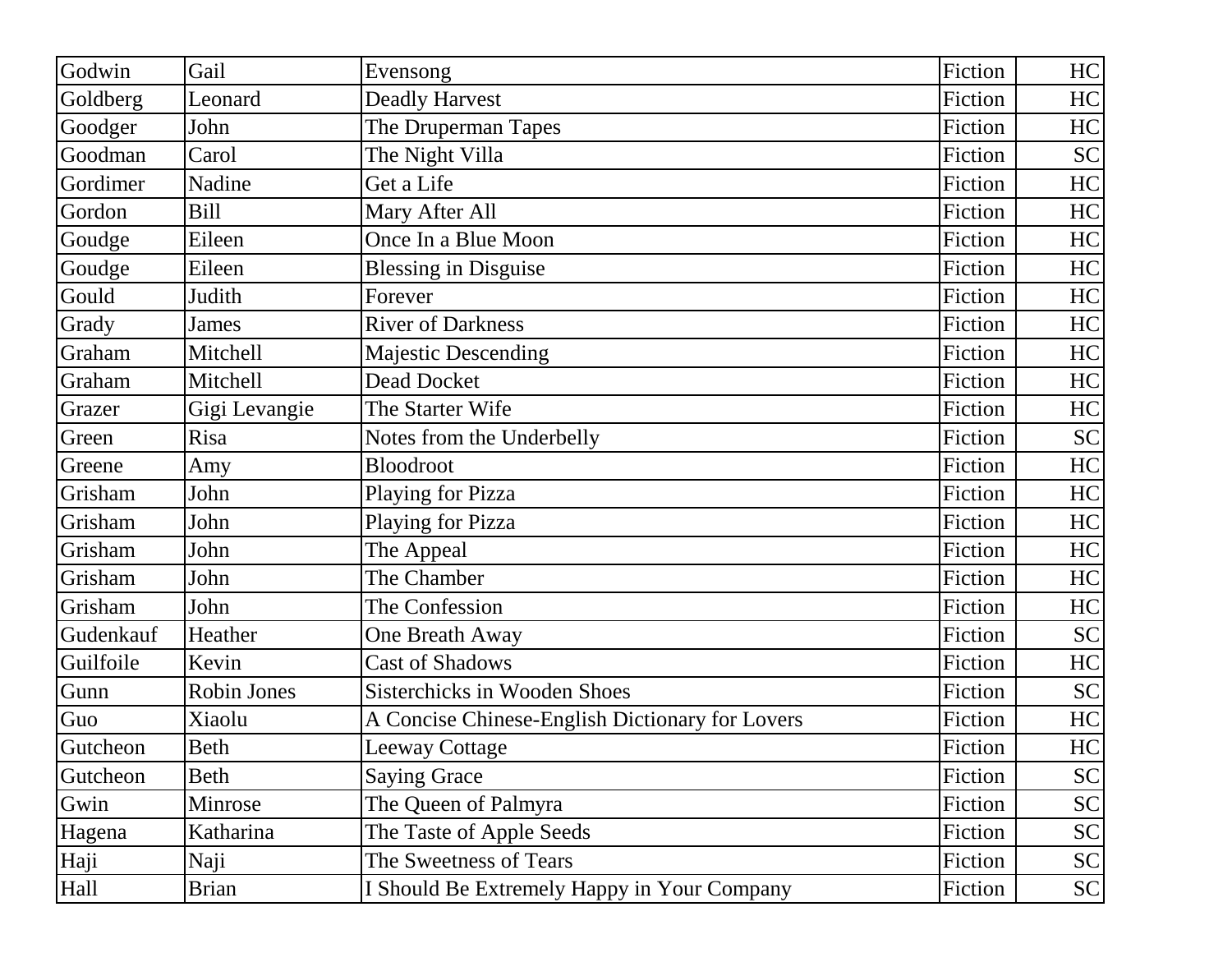| Godwin | Gail | Evensong | Fiction | HC |
|---|---|---|---|---|
| Goldberg | Leonard | Deadly Harvest | Fiction | HC |
| Goodger | John | The Druperman Tapes | Fiction | HC |
| Goodman | Carol | The Night Villa | Fiction | SC |
| Gordimer | Nadine | Get a Life | Fiction | HC |
| Gordon | Bill | Mary After All | Fiction | HC |
| Goudge | Eileen | Once In a Blue Moon | Fiction | HC |
| Goudge | Eileen | Blessing in Disguise | Fiction | HC |
| Gould | Judith | Forever | Fiction | HC |
| Grady | James | River of Darkness | Fiction | HC |
| Graham | Mitchell | Majestic Descending | Fiction | HC |
| Graham | Mitchell | Dead Docket | Fiction | HC |
| Grazer | Gigi Levangie | The Starter Wife | Fiction | HC |
| Green | Risa | Notes from the Underbelly | Fiction | SC |
| Greene | Amy | Bloodroot | Fiction | HC |
| Grisham | John | Playing for Pizza | Fiction | HC |
| Grisham | John | Playing for Pizza | Fiction | HC |
| Grisham | John | The Appeal | Fiction | HC |
| Grisham | John | The Chamber | Fiction | HC |
| Grisham | John | The Confession | Fiction | HC |
| Gudenkauf | Heather | One Breath Away | Fiction | SC |
| Guilfoile | Kevin | Cast of Shadows | Fiction | HC |
| Gunn | Robin Jones | Sisterchicks in Wooden Shoes | Fiction | SC |
| Guo | Xiaolu | A Concise Chinese-English Dictionary for Lovers | Fiction | HC |
| Gutcheon | Beth | Leeway Cottage | Fiction | HC |
| Gutcheon | Beth | Saying Grace | Fiction | SC |
| Gwin | Minrose | The Queen of Palmyra | Fiction | SC |
| Hagena | Katharina | The Taste of Apple Seeds | Fiction | SC |
| Haji | Naji | The Sweetness of Tears | Fiction | SC |
| Hall | Brian | I Should Be Extremely Happy in Your Company | Fiction | SC |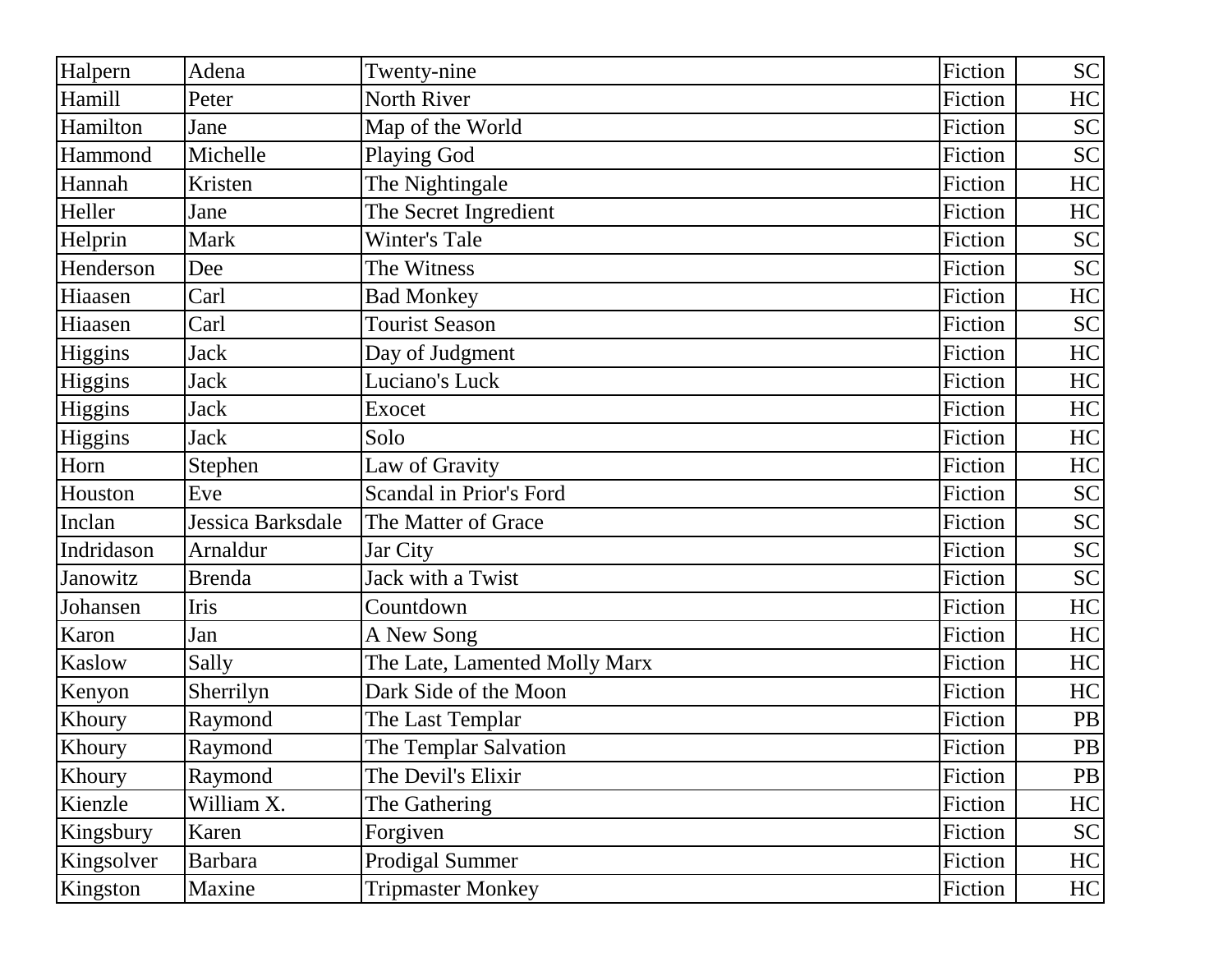| Halpern | Adena | Twenty-nine | Fiction | SC |
|---|---|---|---|---|
| Hamill | Peter | North River | Fiction | HC |
| Hamilton | Jane | Map of the World | Fiction | SC |
| Hammond | Michelle | Playing God | Fiction | SC |
| Hannah | Kristen | The Nightingale | Fiction | HC |
| Heller | Jane | The Secret Ingredient | Fiction | HC |
| Helprin | Mark | Winter's Tale | Fiction | SC |
| Henderson | Dee | The Witness | Fiction | SC |
| Hiaasen | Carl | Bad Monkey | Fiction | HC |
| Hiaasen | Carl | Tourist Season | Fiction | SC |
| Higgins | Jack | Day of Judgment | Fiction | HC |
| Higgins | Jack | Luciano's Luck | Fiction | HC |
| Higgins | Jack | Exocet | Fiction | HC |
| Higgins | Jack | Solo | Fiction | HC |
| Horn | Stephen | Law of Gravity | Fiction | HC |
| Houston | Eve | Scandal in Prior's Ford | Fiction | SC |
| Inclan | Jessica Barksdale | The Matter of Grace | Fiction | SC |
| Indridason | Arnaldur | Jar City | Fiction | SC |
| Janowitz | Brenda | Jack with a Twist | Fiction | SC |
| Johansen | Iris | Countdown | Fiction | HC |
| Karon | Jan | A New Song | Fiction | HC |
| Kaslow | Sally | The Late, Lamented Molly Marx | Fiction | HC |
| Kenyon | Sherrilyn | Dark Side of the Moon | Fiction | HC |
| Khoury | Raymond | The Last Templar | Fiction | PB |
| Khoury | Raymond | The Templar Salvation | Fiction | PB |
| Khoury | Raymond | The Devil's Elixir | Fiction | PB |
| Kienzle | William X. | The Gathering | Fiction | HC |
| Kingsbury | Karen | Forgiven | Fiction | SC |
| Kingsolver | Barbara | Prodigal Summer | Fiction | HC |
| Kingston | Maxine | Tripmaster Monkey | Fiction | HC |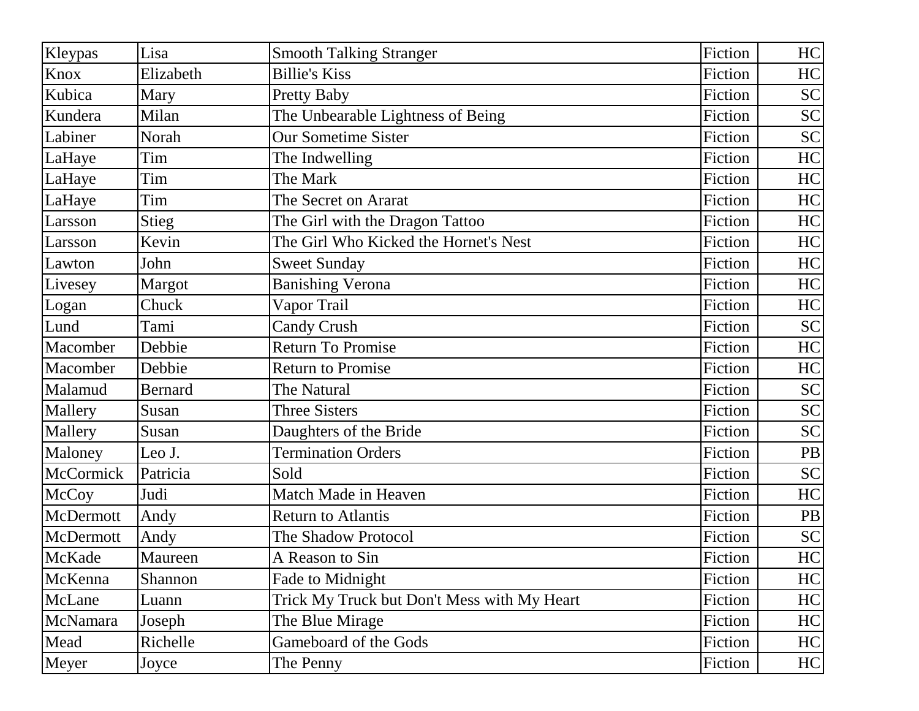| Kleypas | Lisa | Smooth Talking Stranger | Fiction | HC |
|---|---|---|---|---|
| Knox | Elizabeth | Billie's Kiss | Fiction | HC |
| Kubica | Mary | Pretty Baby | Fiction | SC |
| Kundera | Milan | The Unbearable Lightness of Being | Fiction | SC |
| Labiner | Norah | Our Sometime Sister | Fiction | SC |
| LaHaye | Tim | The Indwelling | Fiction | HC |
| LaHaye | Tim | The Mark | Fiction | HC |
| LaHaye | Tim | The Secret on Ararat | Fiction | HC |
| Larsson | Stieg | The Girl with the Dragon Tattoo | Fiction | HC |
| Larsson | Kevin | The Girl Who Kicked the Hornet's Nest | Fiction | HC |
| Lawton | John | Sweet Sunday | Fiction | HC |
| Livesey | Margot | Banishing Verona | Fiction | HC |
| Logan | Chuck | Vapor Trail | Fiction | HC |
| Lund | Tami | Candy Crush | Fiction | SC |
| Macomber | Debbie | Return To Promise | Fiction | HC |
| Macomber | Debbie | Return to Promise | Fiction | HC |
| Malamud | Bernard | The Natural | Fiction | SC |
| Mallery | Susan | Three Sisters | Fiction | SC |
| Mallery | Susan | Daughters of the Bride | Fiction | SC |
| Maloney | Leo J. | Termination Orders | Fiction | PB |
| McCormick | Patricia | Sold | Fiction | SC |
| McCoy | Judi | Match Made in Heaven | Fiction | HC |
| McDermott | Andy | Return to Atlantis | Fiction | PB |
| McDermott | Andy | The Shadow Protocol | Fiction | SC |
| McKade | Maureen | A Reason to Sin | Fiction | HC |
| McKenna | Shannon | Fade to Midnight | Fiction | HC |
| McLane | Luann | Trick My Truck but Don't Mess with My Heart | Fiction | HC |
| McNamara | Joseph | The Blue Mirage | Fiction | HC |
| Mead | Richelle | Gameboard of the Gods | Fiction | HC |
| Meyer | Joyce | The Penny | Fiction | HC |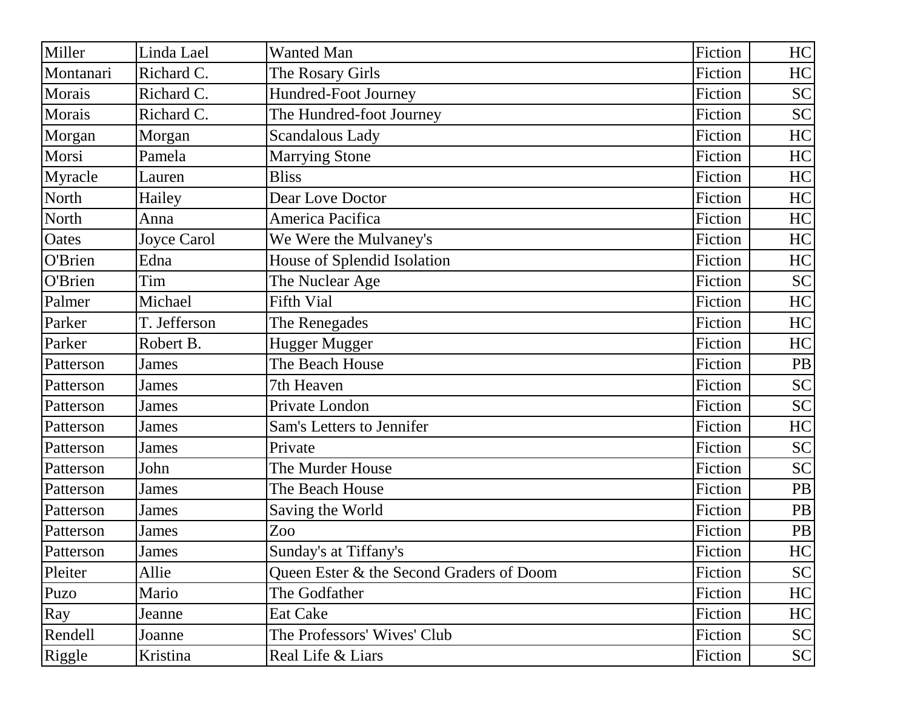| Miller | Linda Lael | Wanted Man | Fiction | HC |
|---|---|---|---|---|
| Montanari | Richard C. | The Rosary Girls | Fiction | HC |
| Morais | Richard C. | Hundred-Foot Journey | Fiction | SC |
| Morais | Richard C. | The Hundred-foot Journey | Fiction | SC |
| Morgan | Morgan | Scandalous Lady | Fiction | HC |
| Morsi | Pamela | Marrying Stone | Fiction | HC |
| Myracle | Lauren | Bliss | Fiction | HC |
| North | Hailey | Dear Love Doctor | Fiction | HC |
| North | Anna | America Pacifica | Fiction | HC |
| Oates | Joyce Carol | We Were the Mulvaney's | Fiction | HC |
| O'Brien | Edna | House of Splendid Isolation | Fiction | HC |
| O'Brien | Tim | The Nuclear Age | Fiction | SC |
| Palmer | Michael | Fifth Vial | Fiction | HC |
| Parker | T. Jefferson | The Renegades | Fiction | HC |
| Parker | Robert B. | Hugger Mugger | Fiction | HC |
| Patterson | James | The Beach House | Fiction | PB |
| Patterson | James | 7th Heaven | Fiction | SC |
| Patterson | James | Private London | Fiction | SC |
| Patterson | James | Sam's Letters to Jennifer | Fiction | HC |
| Patterson | James | Private | Fiction | SC |
| Patterson | John | The Murder House | Fiction | SC |
| Patterson | James | The Beach House | Fiction | PB |
| Patterson | James | Saving the World | Fiction | PB |
| Patterson | James | Zoo | Fiction | PB |
| Patterson | James | Sunday's at Tiffany's | Fiction | HC |
| Pleiter | Allie | Queen Ester & the Second Graders of Doom | Fiction | SC |
| Puzo | Mario | The Godfather | Fiction | HC |
| Ray | Jeanne | Eat Cake | Fiction | HC |
| Rendell | Joanne | The Professors' Wives' Club | Fiction | SC |
| Riggle | Kristina | Real Life & Liars | Fiction | SC |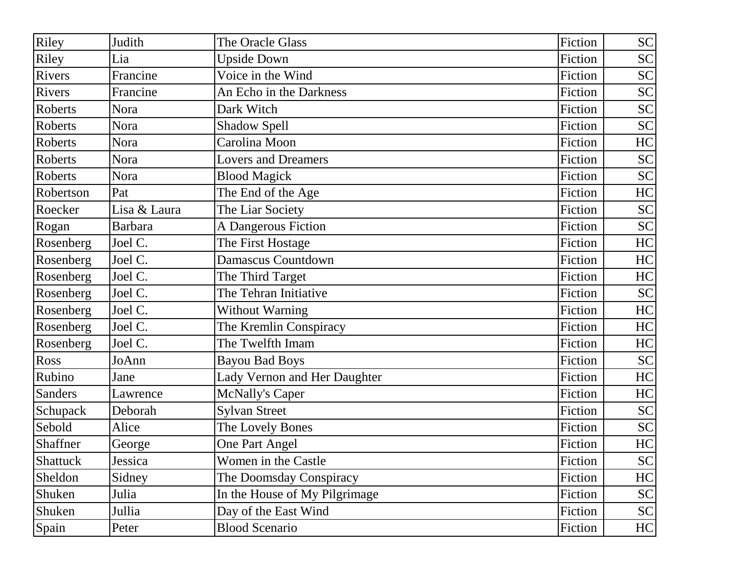| Riley | Judith | The Oracle Glass | Fiction | SC |
|---|---|---|---|---|
| Riley | Lia | Upside Down | Fiction | SC |
| Rivers | Francine | Voice in the Wind | Fiction | SC |
| Rivers | Francine | An Echo in the Darkness | Fiction | SC |
| Roberts | Nora | Dark Witch | Fiction | SC |
| Roberts | Nora | Shadow Spell | Fiction | SC |
| Roberts | Nora | Carolina Moon | Fiction | HC |
| Roberts | Nora | Lovers and Dreamers | Fiction | SC |
| Roberts | Nora | Blood Magick | Fiction | SC |
| Robertson | Pat | The End of the Age | Fiction | HC |
| Roecker | Lisa & Laura | The Liar Society | Fiction | SC |
| Rogan | Barbara | A Dangerous Fiction | Fiction | SC |
| Rosenberg | Joel C. | The First Hostage | Fiction | HC |
| Rosenberg | Joel C. | Damascus Countdown | Fiction | HC |
| Rosenberg | Joel C. | The Third Target | Fiction | HC |
| Rosenberg | Joel C. | The Tehran Initiative | Fiction | SC |
| Rosenberg | Joel C. | Without Warning | Fiction | HC |
| Rosenberg | Joel C. | The Kremlin Conspiracy | Fiction | HC |
| Rosenberg | Joel C. | The Twelfth Imam | Fiction | HC |
| Ross | JoAnn | Bayou Bad Boys | Fiction | SC |
| Rubino | Jane | Lady Vernon and Her Daughter | Fiction | HC |
| Sanders | Lawrence | McNally's Caper | Fiction | HC |
| Schupack | Deborah | Sylvan Street | Fiction | SC |
| Sebold | Alice | The Lovely Bones | Fiction | SC |
| Shaffner | George | One Part Angel | Fiction | HC |
| Shattuck | Jessica | Women in the Castle | Fiction | SC |
| Sheldon | Sidney | The Doomsday Conspiracy | Fiction | HC |
| Shuken | Julia | In the House of My Pilgrimage | Fiction | SC |
| Shuken | Jullia | Day of the East Wind | Fiction | SC |
| Spain | Peter | Blood Scenario | Fiction | HC |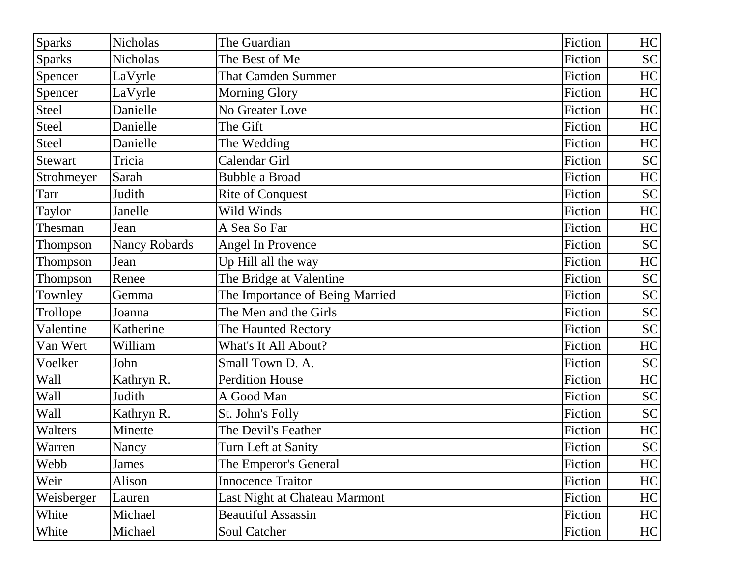| Sparks | Nicholas | The Guardian | Fiction | HC |
|---|---|---|---|---|
| Sparks | Nicholas | The Best of Me | Fiction | SC |
| Spencer | LaVyrle | That Camden Summer | Fiction | HC |
| Spencer | LaVyrle | Morning Glory | Fiction | HC |
| Steel | Danielle | No Greater Love | Fiction | HC |
| Steel | Danielle | The Gift | Fiction | HC |
| Steel | Danielle | The Wedding | Fiction | HC |
| Stewart | Tricia | Calendar Girl | Fiction | SC |
| Strohmeyer | Sarah | Bubble a Broad | Fiction | HC |
| Tarr | Judith | Rite of Conquest | Fiction | SC |
| Taylor | Janelle | Wild Winds | Fiction | HC |
| Thesman | Jean | A Sea So Far | Fiction | HC |
| Thompson | Nancy Robards | Angel In Provence | Fiction | SC |
| Thompson | Jean | Up Hill all the way | Fiction | HC |
| Thompson | Renee | The Bridge at Valentine | Fiction | SC |
| Townley | Gemma | The Importance of Being Married | Fiction | SC |
| Trollope | Joanna | The Men and the Girls | Fiction | SC |
| Valentine | Katherine | The Haunted Rectory | Fiction | SC |
| Van Wert | William | What's It All About? | Fiction | HC |
| Voelker | John | Small Town D. A. | Fiction | SC |
| Wall | Kathryn R. | Perdition House | Fiction | HC |
| Wall | Judith | A Good Man | Fiction | SC |
| Wall | Kathryn R. | St. John's Folly | Fiction | SC |
| Walters | Minette | The Devil's Feather | Fiction | HC |
| Warren | Nancy | Turn Left at Sanity | Fiction | SC |
| Webb | James | The Emperor's General | Fiction | HC |
| Weir | Alison | Innocence Traitor | Fiction | HC |
| Weisberger | Lauren | Last Night at Chateau Marmont | Fiction | HC |
| White | Michael | Beautiful Assassin | Fiction | HC |
| White | Michael | Soul Catcher | Fiction | HC |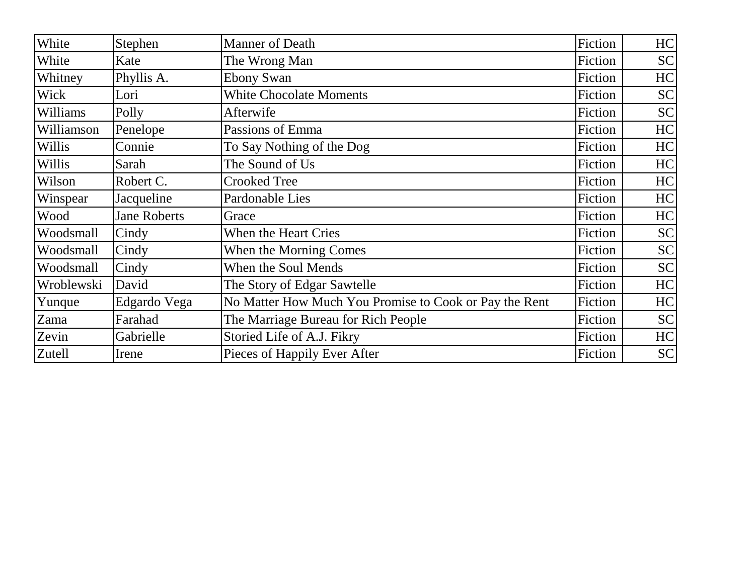| | | | | |
|---|---|---|---|---|
| White | Stephen | Manner of Death | Fiction | HC |
| White | Kate | The Wrong Man | Fiction | SC |
| Whitney | Phyllis A. | Ebony Swan | Fiction | HC |
| Wick | Lori | White Chocolate Moments | Fiction | SC |
| Williams | Polly | Afterwife | Fiction | SC |
| Williamson | Penelope | Passions of Emma | Fiction | HC |
| Willis | Connie | To Say Nothing of the Dog | Fiction | HC |
| Willis | Sarah | The Sound of Us | Fiction | HC |
| Wilson | Robert C. | Crooked Tree | Fiction | HC |
| Winspear | Jacqueline | Pardonable Lies | Fiction | HC |
| Wood | Jane Roberts | Grace | Fiction | HC |
| Woodsmall | Cindy | When the Heart Cries | Fiction | SC |
| Woodsmall | Cindy | When the Morning Comes | Fiction | SC |
| Woodsmall | Cindy | When the Soul Mends | Fiction | SC |
| Wroblewski | David | The Story of Edgar Sawtelle | Fiction | HC |
| Yunque | Edgardo Vega | No Matter How Much You Promise to Cook or Pay the Rent | Fiction | HC |
| Zama | Farahad | The Marriage Bureau for Rich People | Fiction | SC |
| Zevin | Gabrielle | Storied Life of A.J. Fikry | Fiction | HC |
| Zutell | Irene | Pieces of Happily Ever After | Fiction | SC |